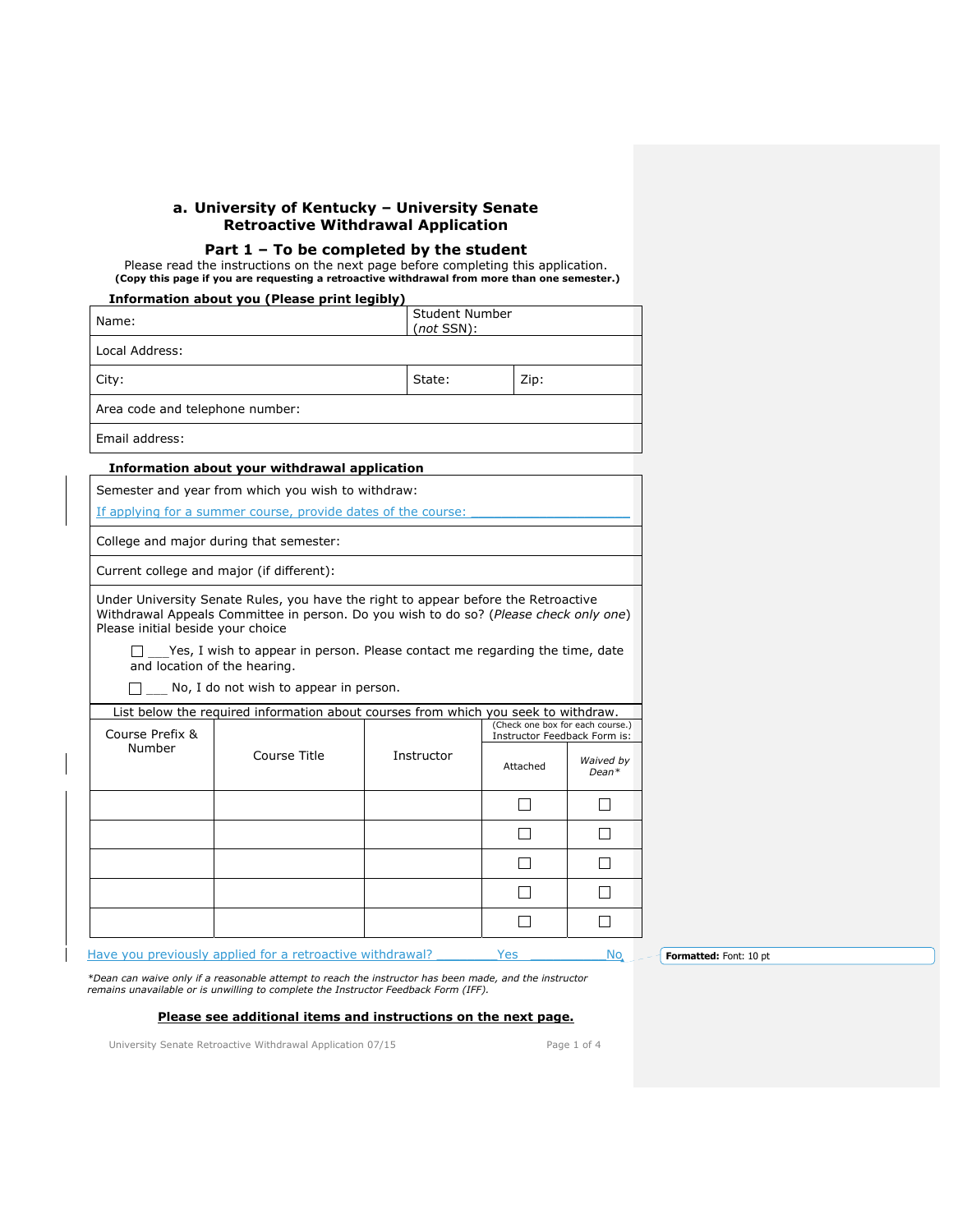# a. University of Kentucky – University Senate
# Retroactive Withdrawal Application

## Part 1 – To be completed by the student

Please read the instructions on the next page before completing this application.
**(Copy this page if you are requesting a retroactive withdrawal from more than one semester.)**

**Information about you (Please print legibly)**

| Name: | Student Number (*not* SSN): | |
|---|---|---|
| Local Address: | | |
| City: | State: | Zip: |
| Area code and telephone number: | | |
| Email address: | | |

**Information about your withdrawal application**

Semester and year from which you wish to withdraw:

If applying for a summer course, provide dates of the course: ____________________

College and major during that semester:

Current college and major (if different):

Under University Senate Rules, you have the right to appear before the Retroactive Withdrawal Appeals Committee in person. Do you wish to do so? (*Please check only one*) Please initial beside your choice

☐ ___Yes, I wish to appear in person. Please contact me regarding the time, date and location of the hearing.

☐ ___ No, I do not wish to appear in person.

List below the required information about courses from which you seek to withdraw.

| Course Prefix & Number | Course Title | Instructor | (Check one box for each course.) Instructor Feedback Form is: Attached | *Waived by Dean\** |
|---|---|---|---|---|
| | | | ☐ | ☐ |
| | | | ☐ | ☐ |
| | | | ☐ | ☐ |
| | | | ☐ | ☐ |
| | | | ☐ | ☐ |

Have you previously applied for a retroactive withdrawal? ________Yes __________No

*\*Dean can waive only if a reasonable attempt to reach the instructor has been made, and the instructor remains unavailable or is unwilling to complete the Instructor Feedback Form (IFF).*

**Please see additional items and instructions on the next page.**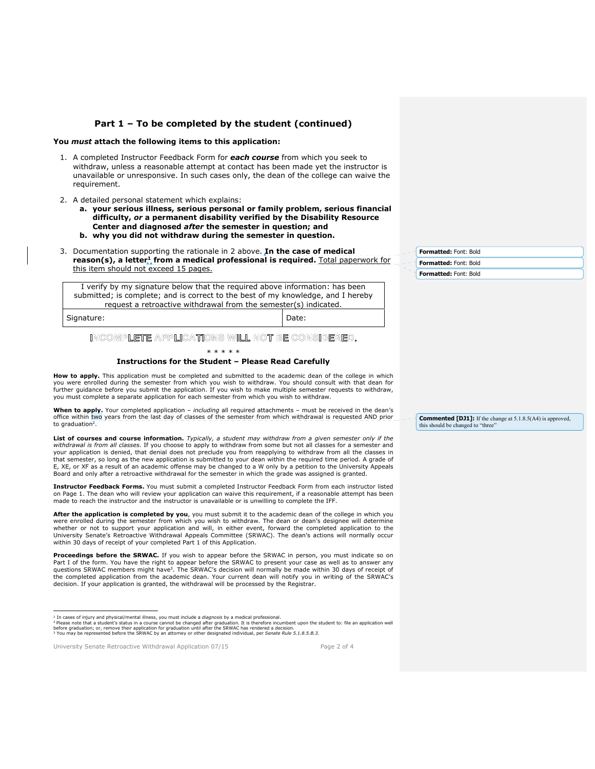## Part 1 – To be completed by the student (continued)

**You *must* attach the following items to this application:**

1. A completed Instructor Feedback Form for ***each course*** from which you seek to withdraw, unless a reasonable attempt at contact has been made yet the instructor is unavailable or unresponsive. In such cases only, the dean of the college can waive the requirement.

2. A detailed personal statement which explains:
   - **a. your serious illness, serious personal or family problem, serious financial difficulty, *or* a permanent disability verified by the Disability Resource Center and diagnosed *after* the semester in question; and**
   - **b. why you did not withdraw during the semester in question.**

3. Documentation supporting the rationale in 2 above. **In the case of medical reason(s), a letter[1] from a medical professional is required.** Total paperwork for this item should not exceed 15 pages.

Formatted: Font: Bold

Formatted: Font: Bold

Formatted: Font: Bold

| I verify by my signature below that the required above information: has been submitted; is complete; and is correct to the best of my knowledge, and I hereby request a retroactive withdrawal from the semester(s) indicated. | |
|---|---|
| Signature: | Date: |

**INCOMPLETE APPLICATIONS WILL NOT BE CONSIDERED.**

\* \* \* \* \*

### Instructions for the Student – Please Read Carefully

**How to apply.** This application must be completed and submitted to the academic dean of the college in which you were enrolled during the semester from which you wish to withdraw. You should consult with that dean for further guidance before you submit the application. If you wish to make multiple semester requests to withdraw, you must complete a separate application for each semester from which you wish to withdraw.

**When to apply.** Your completed application – *including* all required attachments – must be received in the dean's office within two years from the last day of classes of the semester from which withdrawal is requested AND prior to graduation[2].

**Commented [DJ1]:** If the change at 5.1.8.5(A4) is approved, this should be changed to "three"

**List of courses and course information.** *Typically, a student may withdraw from a given semester only if the withdrawal is from all classes.* If you choose to apply to withdraw from some but not all classes for a semester and your application is denied, that denial does not preclude you from reapplying to withdraw from all the classes in that semester, so long as the new application is submitted to your dean within the required time period. A grade of E, XE, or XF as a result of an academic offense may be changed to a W only by a petition to the University Appeals Board and only after a retroactive withdrawal for the semester in which the grade was assigned is granted.

**Instructor Feedback Forms.** You must submit a completed Instructor Feedback Form from each instructor listed on Page 1. The dean who will review your application can waive this requirement, if a reasonable attempt has been made to reach the instructor and the instructor is unavailable or is unwilling to complete the IFF.

**After the application is completed by you**, you must submit it to the academic dean of the college in which you were enrolled during the semester from which you wish to withdraw. The dean or dean's designee will determine whether or not to support your application and will, in either event, forward the completed application to the University Senate's Retroactive Withdrawal Appeals Committee (SRWAC). The dean's actions will normally occur within 30 days of receipt of your completed Part 1 of this Application.

**Proceedings before the SRWAC.** If you wish to appear before the SRWAC in person, you must indicate so on Part I of the form. You have the right to appear before the SRWAC to present your case as well as to answer any questions SRWAC members might have[3]. The SRWAC's decision will normally be made within 30 days of receipt of the completed application from the academic dean. Your current dean will notify you in writing of the SRWAC's decision. If your application is granted, the withdrawal will be processed by the Registrar.

---

[1] In cases of injury and physical/mental illness, you must include a *diagnosis* by a medical professional.

[2] Please note that a student's status in a course cannot be changed after graduation. It is therefore incumbent upon the student to: file an application well before graduation; or, remove their application for graduation until after the SRWAC has rendered a decision.

[3] You may be represented before the SRWAC by an attorney or other designated individual, per *Senate Rule 5.1.8.5.B.3.*

University Senate Retroactive Withdrawal Application 07/15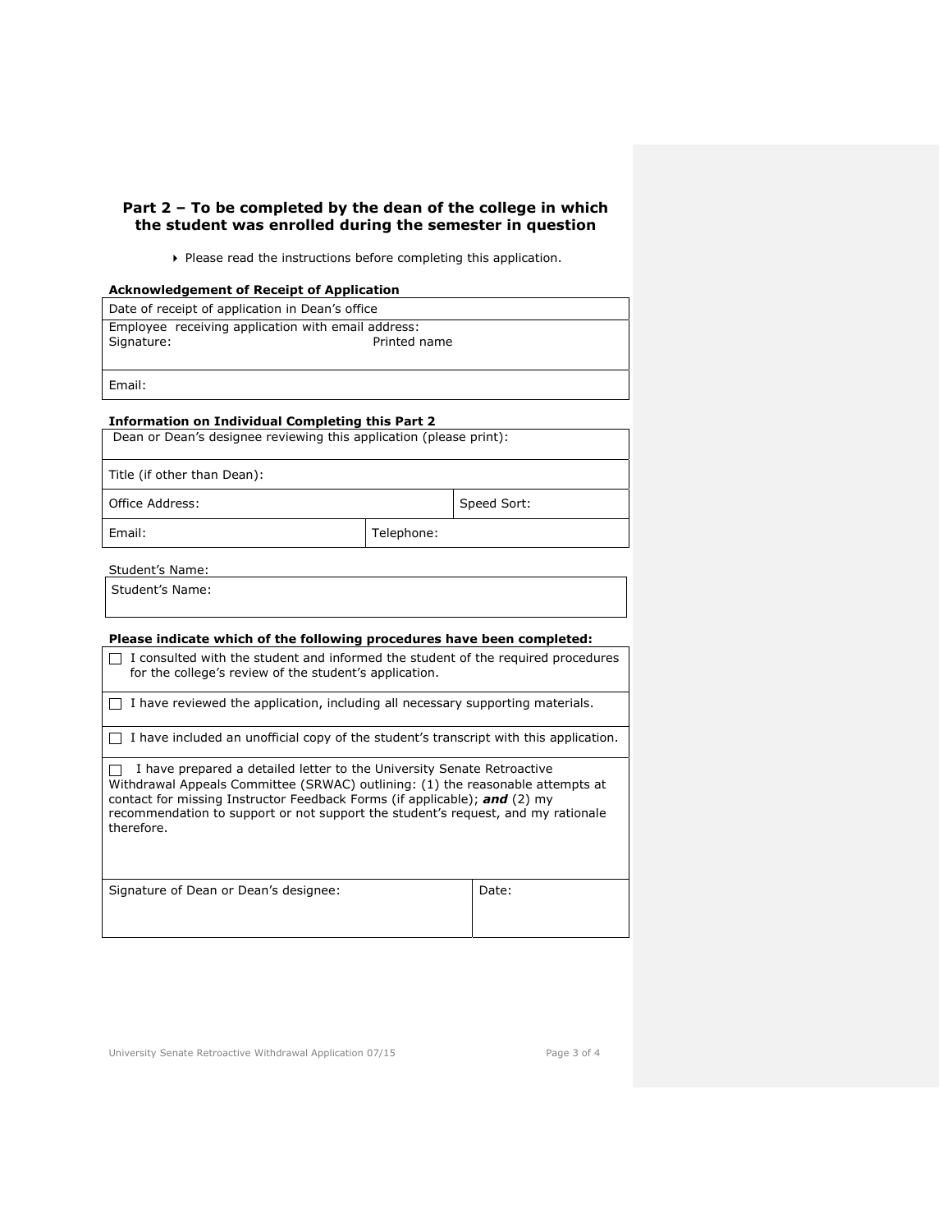## Part 2 – To be completed by the dean of the college in which the student was enrolled during the semester in question

‣ Please read the instructions before completing this application.

**Acknowledgement of Receipt of Application**

| Date of receipt of application in Dean's office |
|---|
| Employee receiving application with email address:<br>Signature: Printed name |
| Email: |

**Information on Individual Completing this Part 2**

| Dean or Dean's designee reviewing this application (please print): | | |
|---|---|---|
| Title (if other than Dean): | | |
| Office Address: | | Speed Sort: |
| Email: | Telephone: | |

Student's Name:

| Student's Name: |
|---|

**Please indicate which of the following procedures have been completed:**

| |
|---|
| ☐ I consulted with the student and informed the student of the required procedures for the college's review of the student's application. |
| ☐ I have reviewed the application, including all necessary supporting materials. |
| ☐ I have included an unofficial copy of the student's transcript with this application. |
| ☐ I have prepared a detailed letter to the University Senate Retroactive Withdrawal Appeals Committee (SRWAC) outlining: (1) the reasonable attempts at contact for missing Instructor Feedback Forms (if applicable); ***and*** (2) my recommendation to support or not support the student's request, and my rationale therefore. |

| Signature of Dean or Dean's designee: | Date: |
|---|---|

University Senate Retroactive Withdrawal Application 07/15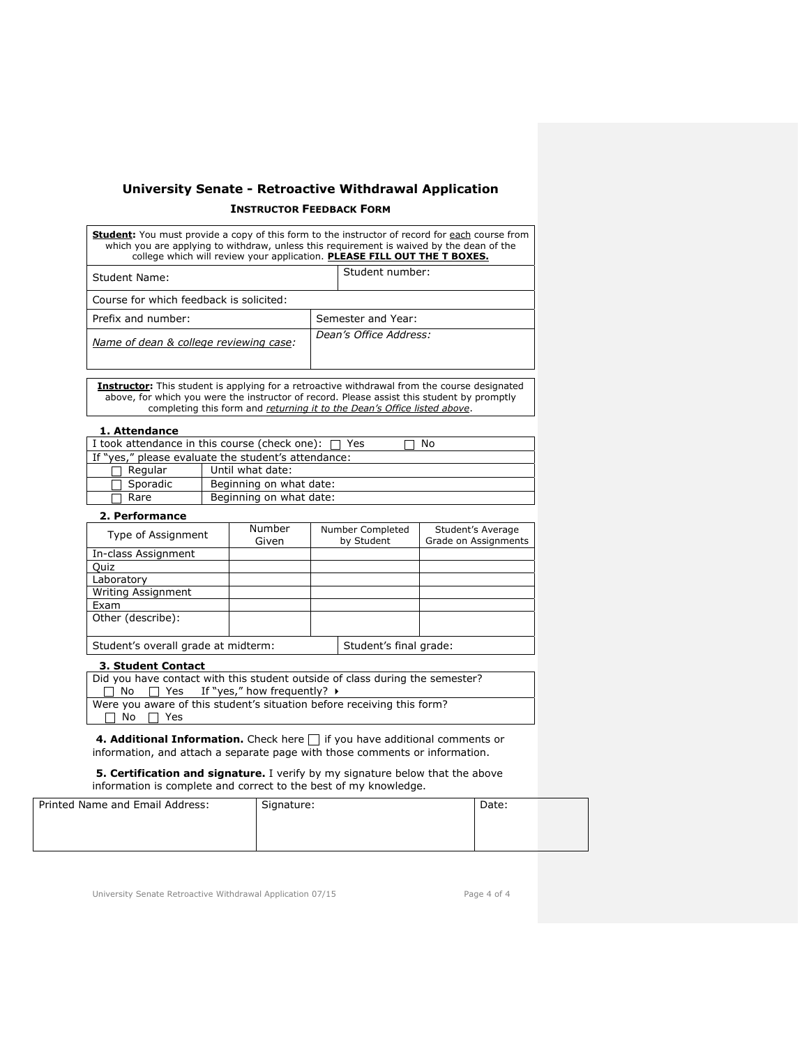# University Senate - Retroactive Withdrawal Application

## Instructor Feedback Form

**Student:** You must provide a copy of this form to the instructor of record for each course from which you are applying to withdraw, unless this requirement is waived by the dean of the college which will review your application. **PLEASE FILL OUT THE T BOXES.**

| | |
|---|---|
| Student Name: | Student number: |
| Course for which feedback is solicited: | |
| Prefix and number: | Semester and Year: |
| *Name of dean & college reviewing case:* | *Dean's Office Address:* |

**Instructor:** This student is applying for a retroactive withdrawal from the course designated above, for which you were the instructor of record. Please assist this student by promptly completing this form and *returning it to the Dean's Office listed above*.

### 1. Attendance

| | |
|---|---|
| I took attendance in this course (check one): ☐ Yes ☐ No | |
| If "yes," please evaluate the student's attendance: | |
| ☐ Regular | Until what date: |
| ☐ Sporadic | Beginning on what date: |
| ☐ Rare | Beginning on what date: |

### 2. Performance

| Type of Assignment | Number Given | Number Completed by Student | Student's Average Grade on Assignments |
|---|---|---|---|
| In-class Assignment | | | |
| Quiz | | | |
| Laboratory | | | |
| Writing Assignment | | | |
| Exam | | | |
| Other (describe): | | | |
| Student's overall grade at midterm: | | Student's final grade: | |

### 3. Student Contact

| |
|---|
| Did you have contact with this student outside of class during the semester? ☐ No ☐ Yes If "yes," how frequently? ▸ |
| Were you aware of this student's situation before receiving this form? ☐ No ☐ Yes |

**4. Additional Information.** Check here ☐ if you have additional comments or information, and attach a separate page with those comments or information.

**5. Certification and signature.** I verify by my signature below that the above information is complete and correct to the best of my knowledge.

| Printed Name and Email Address: | Signature: | Date: |
|---|---|---|
| | | |